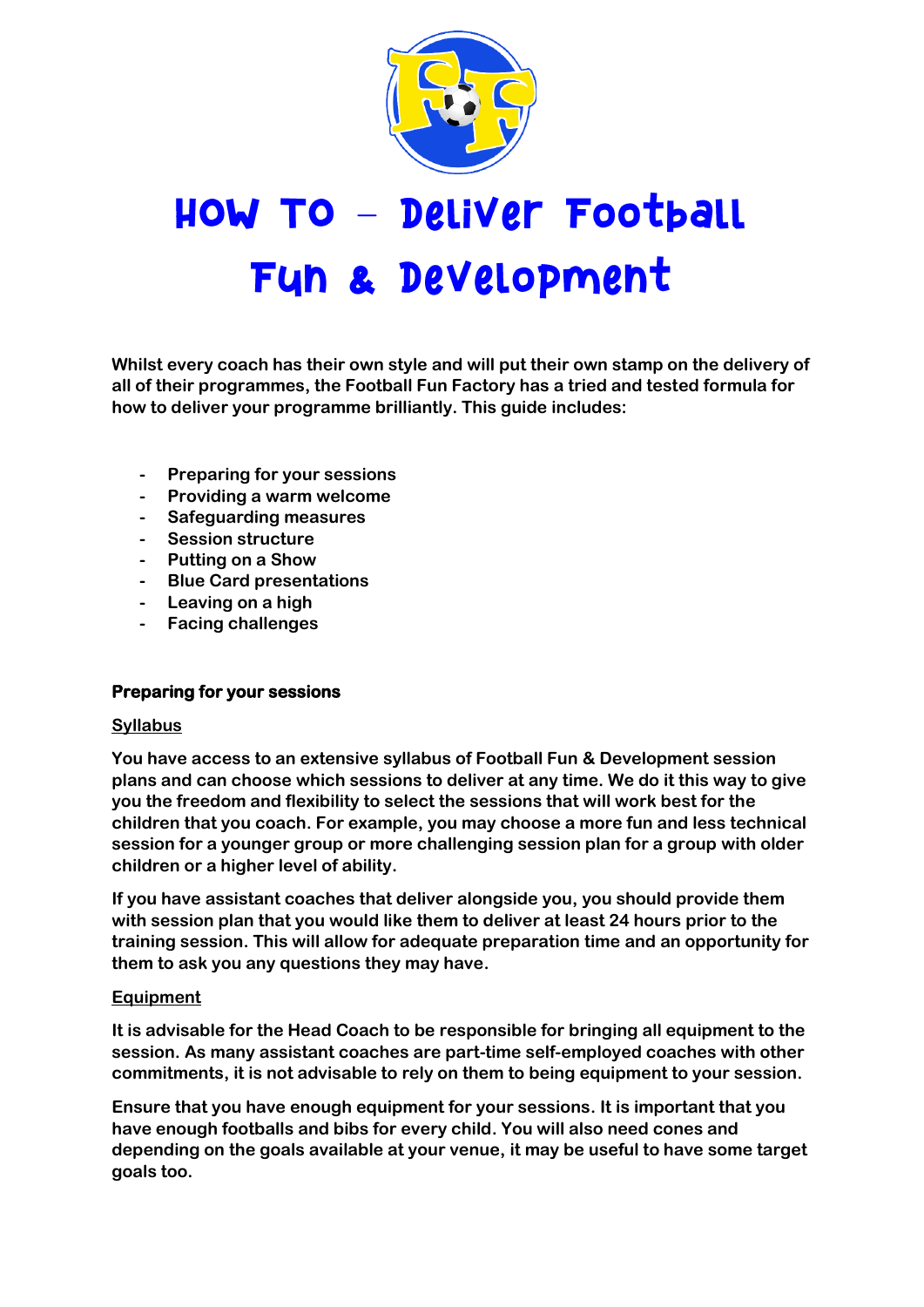# How To – Deliver Football Fun & Development

**Whilst every coach has their own style and will put their own stamp on the delivery of all of their programmes, the Football Fun Factory has a tried and tested formula for how to deliver your programme brilliantly. This guide includes:**

- **Preparing for your sessions**
- **Providing a warm welcome**
- **Safeguarding measures**
- **Session structure**
- **Putting on a Show**
- **Blue Card presentations**
- **Leaving on a high**
- **Facing challenges**

## Preparing for your sessions

### Syllabus

**You have access to an extensive syllabus of Football Fun & Development session plans and can choose which sessions to deliver at any time. We do it this way to give you the freedom and flexibility to select the sessions that will work best for the children that you coach. For example, you may choose a more fun and less technical session for a younger group or more challenging session plan for a group with older children or a higher level of ability.**

**If you have assistant coaches that deliver alongside you, you should provide them with session plan that you would like them to deliver at least 24 hours prior to the training session. This will allow for adequate preparation time and an opportunity for them to ask you any questions they may have.**

### Equipment

**It is advisable for the Head Coach to be responsible for bringing all equipment to the session. As many assistant coaches are part-time self-employed coaches with other commitments, it is not advisable to rely on them to being equipment to your session.**

**Ensure that you have enough equipment for your sessions. It is important that you have enough footballs and bibs for every child. You will also need cones and depending on the goals available at your venue, it may be useful to have some target goals too.**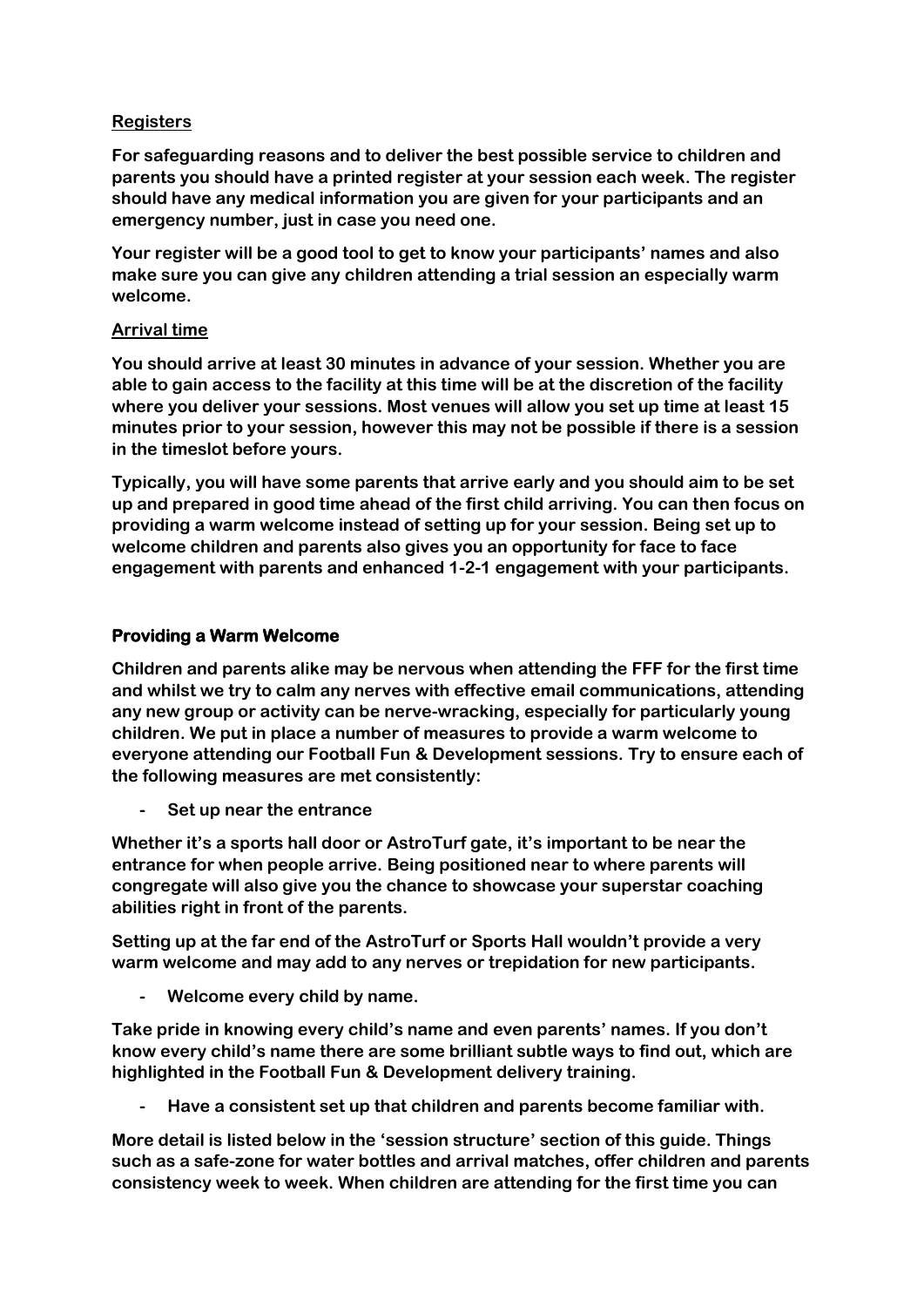**Registers**

For safeguarding reasons and to deliver the best possible service to children and parents you should have a printed register at your session each week. The register should have any medical information you are given for your participants and an emergency number, just in case you need one.

Your register will be a good tool to get to know your participants' names and also make sure you can give any children attending a trial session an especially warm welcome.

**Arrival time**

You should arrive at least 30 minutes in advance of your session. Whether you are able to gain access to the facility at this time will be at the discretion of the facility where you deliver your sessions. Most venues will allow you set up time at least 15 minutes prior to your session, however this may not be possible if there is a session in the timeslot before yours.

Typically, you will have some parents that arrive early and you should aim to be set up and prepared in good time ahead of the first child arriving. You can then focus on providing a warm welcome instead of setting up for your session. Being set up to welcome children and parents also gives you an opportunity for face to face engagement with parents and enhanced 1-2-1 engagement with your participants.

## Providing a Warm Welcome

Children and parents alike may be nervous when attending the FFF for the first time and whilst we try to calm any nerves with effective email communications, attending any new group or activity can be nerve-wracking, especially for particularly young children. We put in place a number of measures to provide a warm welcome to everyone attending our Football Fun & Development sessions. Try to ensure each of the following measures are met consistently:

- Set up near the entrance

Whether it's a sports hall door or AstroTurf gate, it's important to be near the entrance for when people arrive. Being positioned near to where parents will congregate will also give you the chance to showcase your superstar coaching abilities right in front of the parents.

Setting up at the far end of the AstroTurf or Sports Hall wouldn't provide a very warm welcome and may add to any nerves or trepidation for new participants.

- Welcome every child by name.

Take pride in knowing every child's name and even parents' names. If you don't know every child's name there are some brilliant subtle ways to find out, which are highlighted in the Football Fun & Development delivery training.

- Have a consistent set up that children and parents become familiar with.

More detail is listed below in the 'session structure' section of this guide. Things such as a safe-zone for water bottles and arrival matches, offer children and parents consistency week to week. When children are attending for the first time you can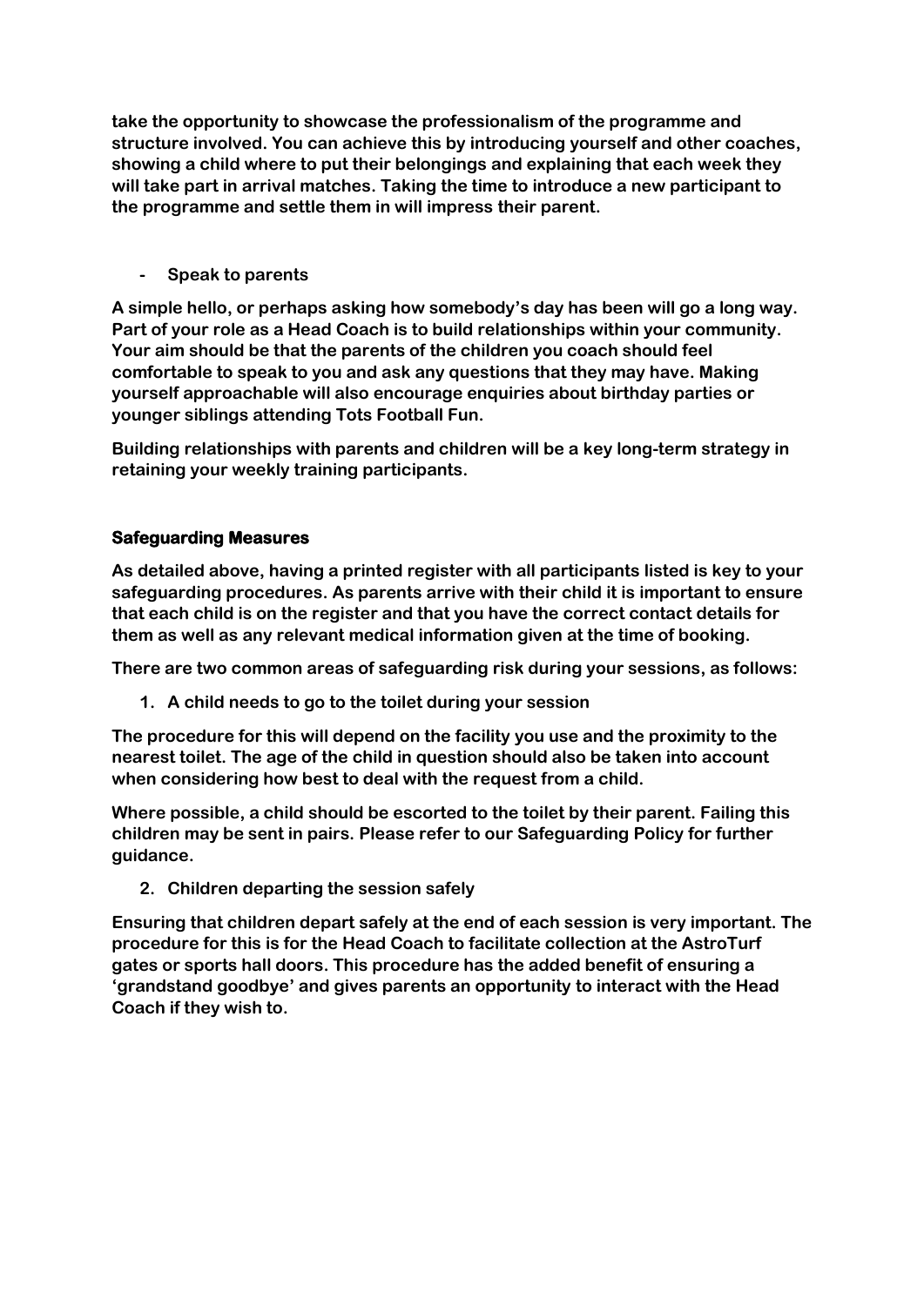**take the opportunity to showcase the professionalism of the programme and structure involved. You can achieve this by introducing yourself and other coaches, showing a child where to put their belongings and explaining that each week they will take part in arrival matches. Taking the time to introduce a new participant to the programme and settle them in will impress their parent.**

- **Speak to parents**

**A simple hello, or perhaps asking how somebody's day has been will go a long way. Part of your role as a Head Coach is to build relationships within your community. Your aim should be that the parents of the children you coach should feel comfortable to speak to you and ask any questions that they may have. Making yourself approachable will also encourage enquiries about birthday parties or younger siblings attending Tots Football Fun.**

**Building relationships with parents and children will be a key long-term strategy in retaining your weekly training participants.**

## Safeguarding Measures

**As detailed above, having a printed register with all participants listed is key to your safeguarding procedures. As parents arrive with their child it is important to ensure that each child is on the register and that you have the correct contact details for them as well as any relevant medical information given at the time of booking.**

**There are two common areas of safeguarding risk during your sessions, as follows:**

1. **A child needs to go to the toilet during your session**

**The procedure for this will depend on the facility you use and the proximity to the nearest toilet. The age of the child in question should also be taken into account when considering how best to deal with the request from a child.**

**Where possible, a child should be escorted to the toilet by their parent. Failing this children may be sent in pairs. Please refer to our Safeguarding Policy for further guidance.**

2. **Children departing the session safely**

**Ensuring that children depart safely at the end of each session is very important. The procedure for this is for the Head Coach to facilitate collection at the AstroTurf gates or sports hall doors. This procedure has the added benefit of ensuring a 'grandstand goodbye' and gives parents an opportunity to interact with the Head Coach if they wish to.**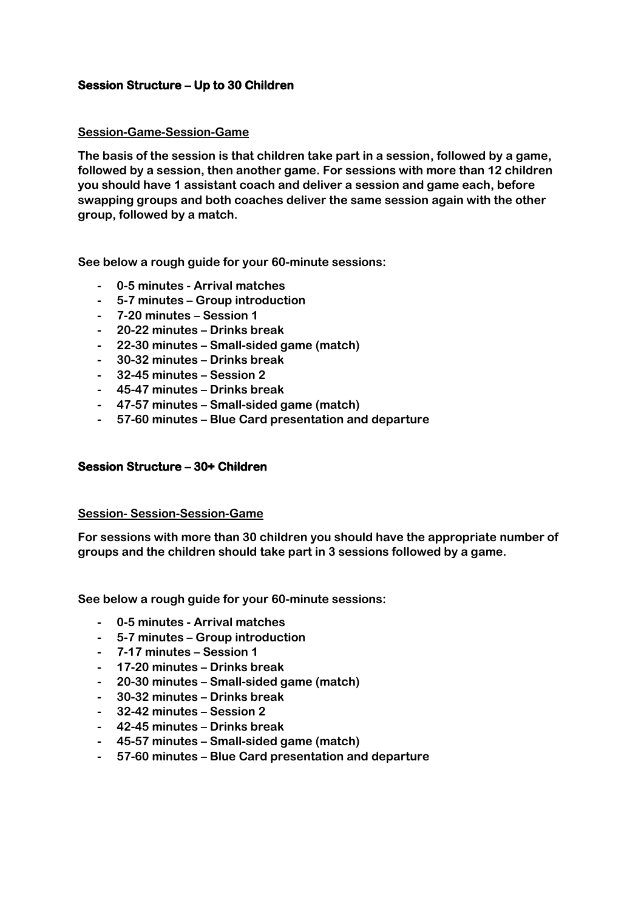## Session Structure – Up to 30 Children

**Session-Game-Session-Game**

**The basis of the session is that children take part in a session, followed by a game, followed by a session, then another game. For sessions with more than 12 children you should have 1 assistant coach and deliver a session and game each, before swapping groups and both coaches deliver the same session again with the other group, followed by a match.**

**See below a rough guide for your 60-minute sessions:**

- **0-5 minutes - Arrival matches**
- **5-7 minutes – Group introduction**
- **7-20 minutes – Session 1**
- **20-22 minutes – Drinks break**
- **22-30 minutes – Small-sided game (match)**
- **30-32 minutes – Drinks break**
- **32-45 minutes – Session 2**
- **45-47 minutes – Drinks break**
- **47-57 minutes – Small-sided game (match)**
- **57-60 minutes – Blue Card presentation and departure**

## Session Structure – 30+ Children

**Session- Session-Session-Game**

**For sessions with more than 30 children you should have the appropriate number of groups and the children should take part in 3 sessions followed by a game.**

**See below a rough guide for your 60-minute sessions:**

- **0-5 minutes - Arrival matches**
- **5-7 minutes – Group introduction**
- **7-17 minutes – Session 1**
- **17-20 minutes – Drinks break**
- **20-30 minutes – Small-sided game (match)**
- **30-32 minutes – Drinks break**
- **32-42 minutes – Session 2**
- **42-45 minutes – Drinks break**
- **45-57 minutes – Small-sided game (match)**
- **57-60 minutes – Blue Card presentation and departure**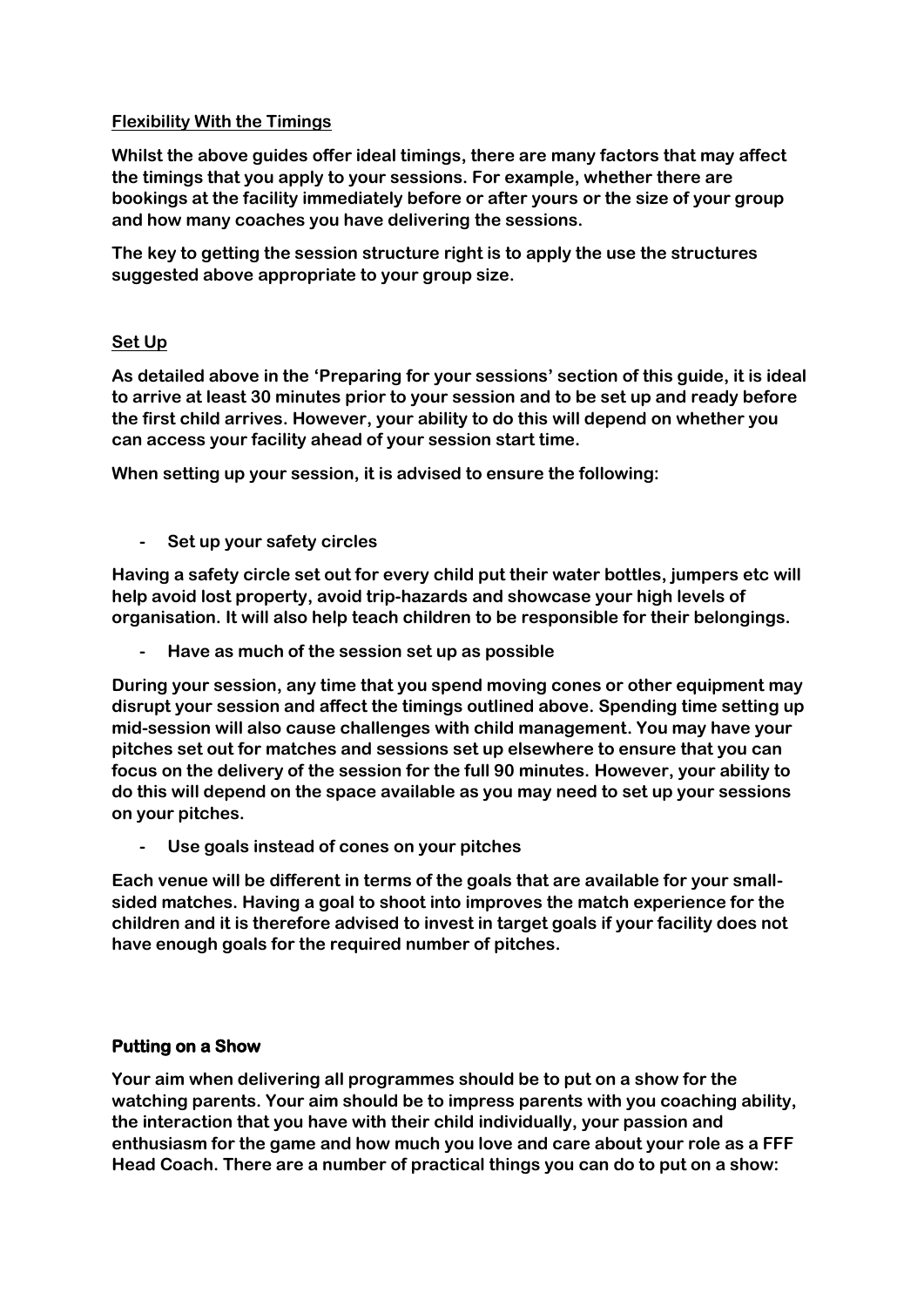## Flexibility With the Timings

**Whilst the above guides offer ideal timings, there are many factors that may affect the timings that you apply to your sessions. For example, whether there are bookings at the facility immediately before or after yours or the size of your group and how many coaches you have delivering the sessions.**

**The key to getting the session structure right is to apply the use the structures suggested above appropriate to your group size.**

## Set Up

**As detailed above in the 'Preparing for your sessions' section of this guide, it is ideal to arrive at least 30 minutes prior to your session and to be set up and ready before the first child arrives. However, your ability to do this will depend on whether you can access your facility ahead of your session start time.**

**When setting up your session, it is advised to ensure the following:**

- **Set up your safety circles**

**Having a safety circle set out for every child put their water bottles, jumpers etc will help avoid lost property, avoid trip-hazards and showcase your high levels of organisation. It will also help teach children to be responsible for their belongings.**

- **Have as much of the session set up as possible**

**During your session, any time that you spend moving cones or other equipment may disrupt your session and affect the timings outlined above. Spending time setting up mid-session will also cause challenges with child management. You may have your pitches set out for matches and sessions set up elsewhere to ensure that you can focus on the delivery of the session for the full 90 minutes. However, your ability to do this will depend on the space available as you may need to set up your sessions on your pitches.**

- **Use goals instead of cones on your pitches**

**Each venue will be different in terms of the goals that are available for your small-sided matches. Having a goal to shoot into improves the match experience for the children and it is therefore advised to invest in target goals if your facility does not have enough goals for the required number of pitches.**

## Putting on a Show

**Your aim when delivering all programmes should be to put on a show for the watching parents. Your aim should be to impress parents with you coaching ability, the interaction that you have with their child individually, your passion and enthusiasm for the game and how much you love and care about your role as a FFF Head Coach. There are a number of practical things you can do to put on a show:**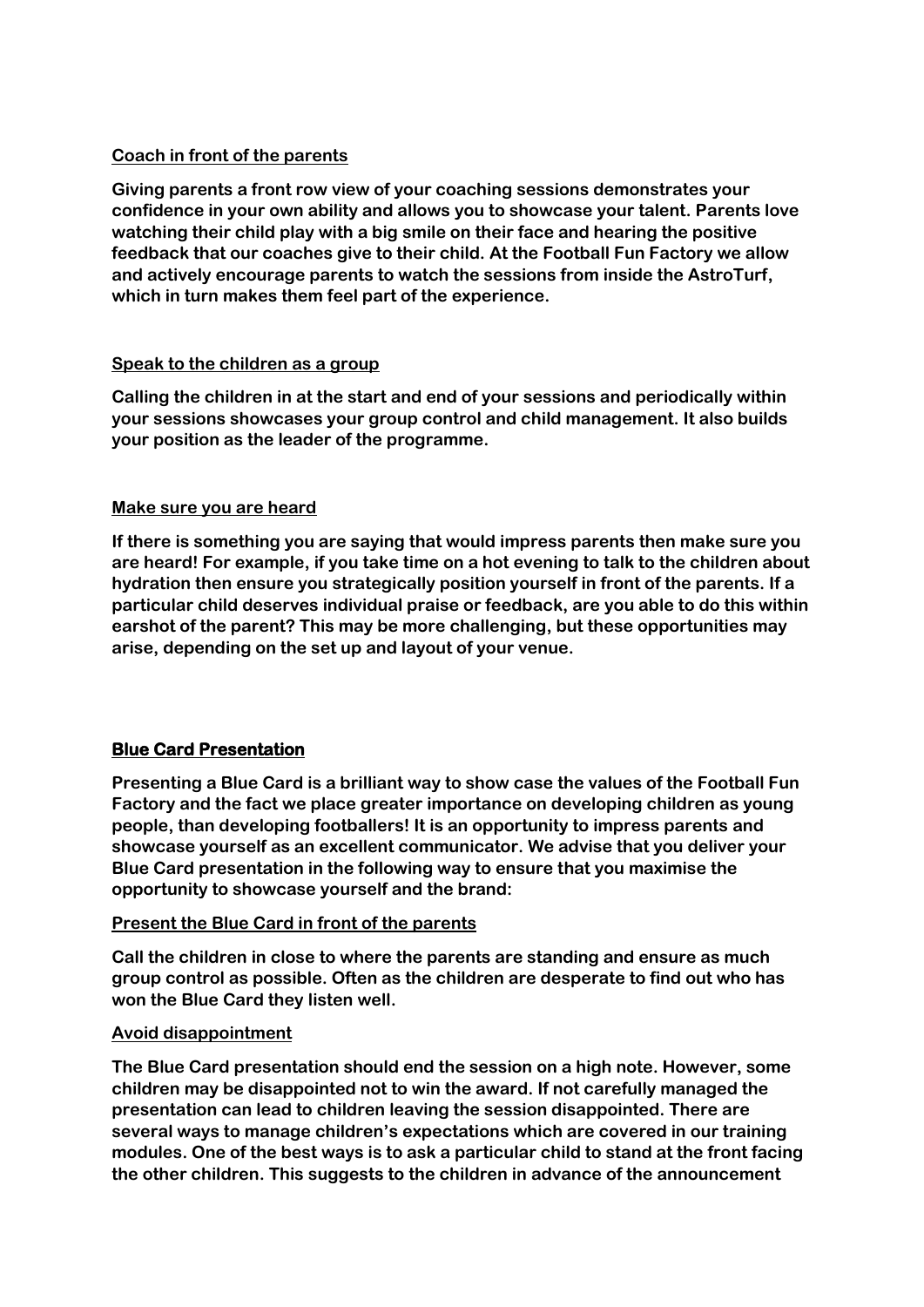### Coach in front of the parents

**Giving parents a front row view of your coaching sessions demonstrates your confidence in your own ability and allows you to showcase your talent. Parents love watching their child play with a big smile on their face and hearing the positive feedback that our coaches give to their child. At the Football Fun Factory we allow and actively encourage parents to watch the sessions from inside the AstroTurf, which in turn makes them feel part of the experience.**

### Speak to the children as a group

**Calling the children in at the start and end of your sessions and periodically within your sessions showcases your group control and child management. It also builds your position as the leader of the programme.**

### Make sure you are heard

**If there is something you are saying that would impress parents then make sure you are heard! For example, if you take time on a hot evening to talk to the children about hydration then ensure you strategically position yourself in front of the parents. If a particular child deserves individual praise or feedback, are you able to do this within earshot of the parent? This may be more challenging, but these opportunities may arise, depending on the set up and layout of your venue.**

## Blue Card Presentation

**Presenting a Blue Card is a brilliant way to show case the values of the Football Fun Factory and the fact we place greater importance on developing children as young people, than developing footballers! It is an opportunity to impress parents and showcase yourself as an excellent communicator. We advise that you deliver your Blue Card presentation in the following way to ensure that you maximise the opportunity to showcase yourself and the brand:**

### Present the Blue Card in front of the parents

**Call the children in close to where the parents are standing and ensure as much group control as possible. Often as the children are desperate to find out who has won the Blue Card they listen well.**

### Avoid disappointment

**The Blue Card presentation should end the session on a high note. However, some children may be disappointed not to win the award. If not carefully managed the presentation can lead to children leaving the session disappointed. There are several ways to manage children's expectations which are covered in our training modules. One of the best ways is to ask a particular child to stand at the front facing the other children. This suggests to the children in advance of the announcement**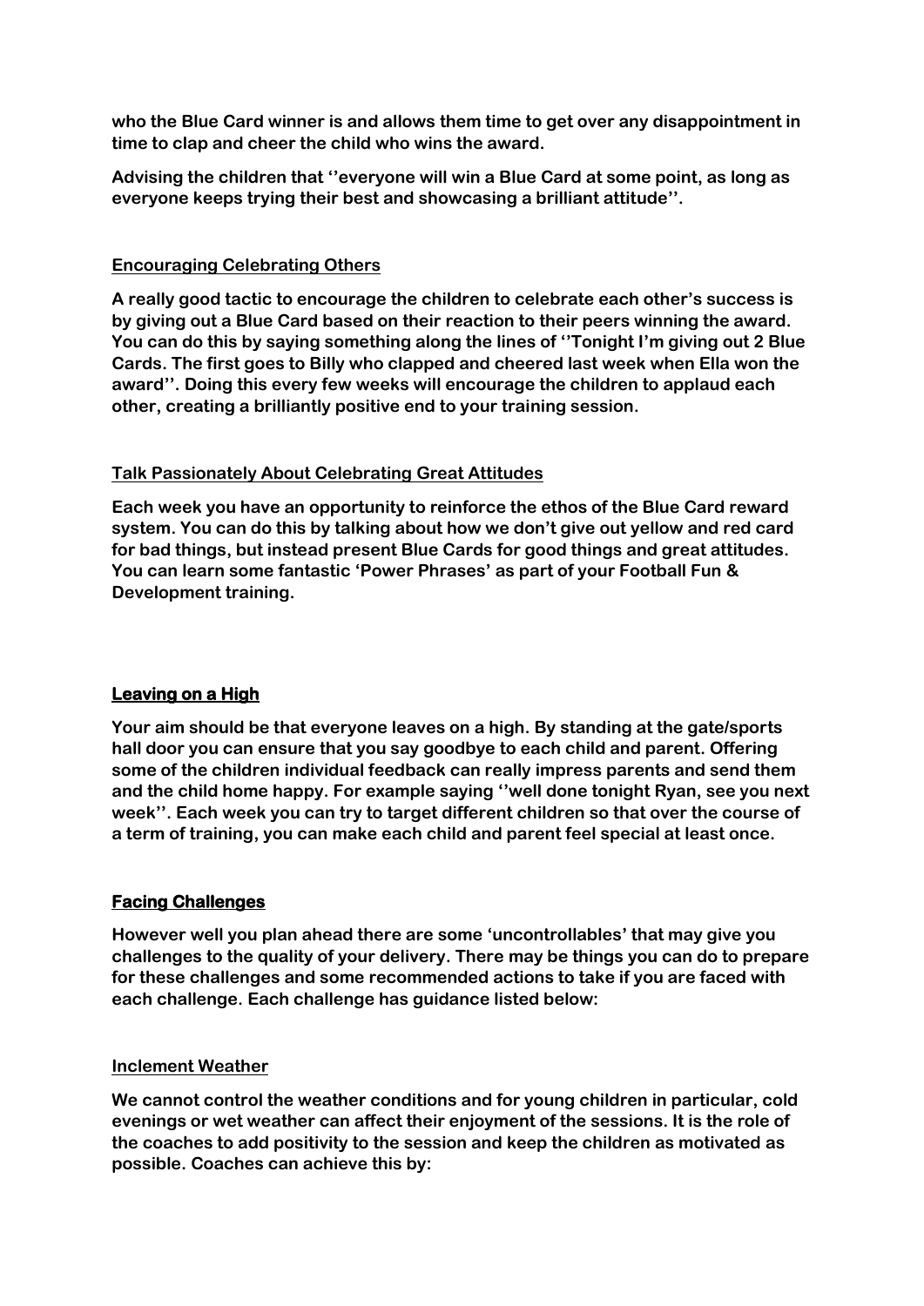**who the Blue Card winner is and allows them time to get over any disappointment in time to clap and cheer the child who wins the award.**

**Advising the children that ''everyone will win a Blue Card at some point, as long as everyone keeps trying their best and showcasing a brilliant attitude''.**

**Encouraging Celebrating Others**

**A really good tactic to encourage the children to celebrate each other's success is by giving out a Blue Card based on their reaction to their peers winning the award. You can do this by saying something along the lines of ''Tonight I'm giving out 2 Blue Cards. The first goes to Billy who clapped and cheered last week when Ella won the award''. Doing this every few weeks will encourage the children to applaud each other, creating a brilliantly positive end to your training session.**

**Talk Passionately About Celebrating Great Attitudes**

**Each week you have an opportunity to reinforce the ethos of the Blue Card reward system. You can do this by talking about how we don't give out yellow and red card for bad things, but instead present Blue Cards for good things and great attitudes. You can learn some fantastic 'Power Phrases' as part of your Football Fun & Development training.**

## Leaving on a High

**Your aim should be that everyone leaves on a high. By standing at the gate/sports hall door you can ensure that you say goodbye to each child and parent. Offering some of the children individual feedback can really impress parents and send them and the child home happy. For example saying ''well done tonight Ryan, see you next week''. Each week you can try to target different children so that over the course of a term of training, you can make each child and parent feel special at least once.**

## Facing Challenges

**However well you plan ahead there are some 'uncontrollables' that may give you challenges to the quality of your delivery. There may be things you can do to prepare for these challenges and some recommended actions to take if you are faced with each challenge. Each challenge has guidance listed below:**

**Inclement Weather**

**We cannot control the weather conditions and for young children in particular, cold evenings or wet weather can affect their enjoyment of the sessions. It is the role of the coaches to add positivity to the session and keep the children as motivated as possible. Coaches can achieve this by:**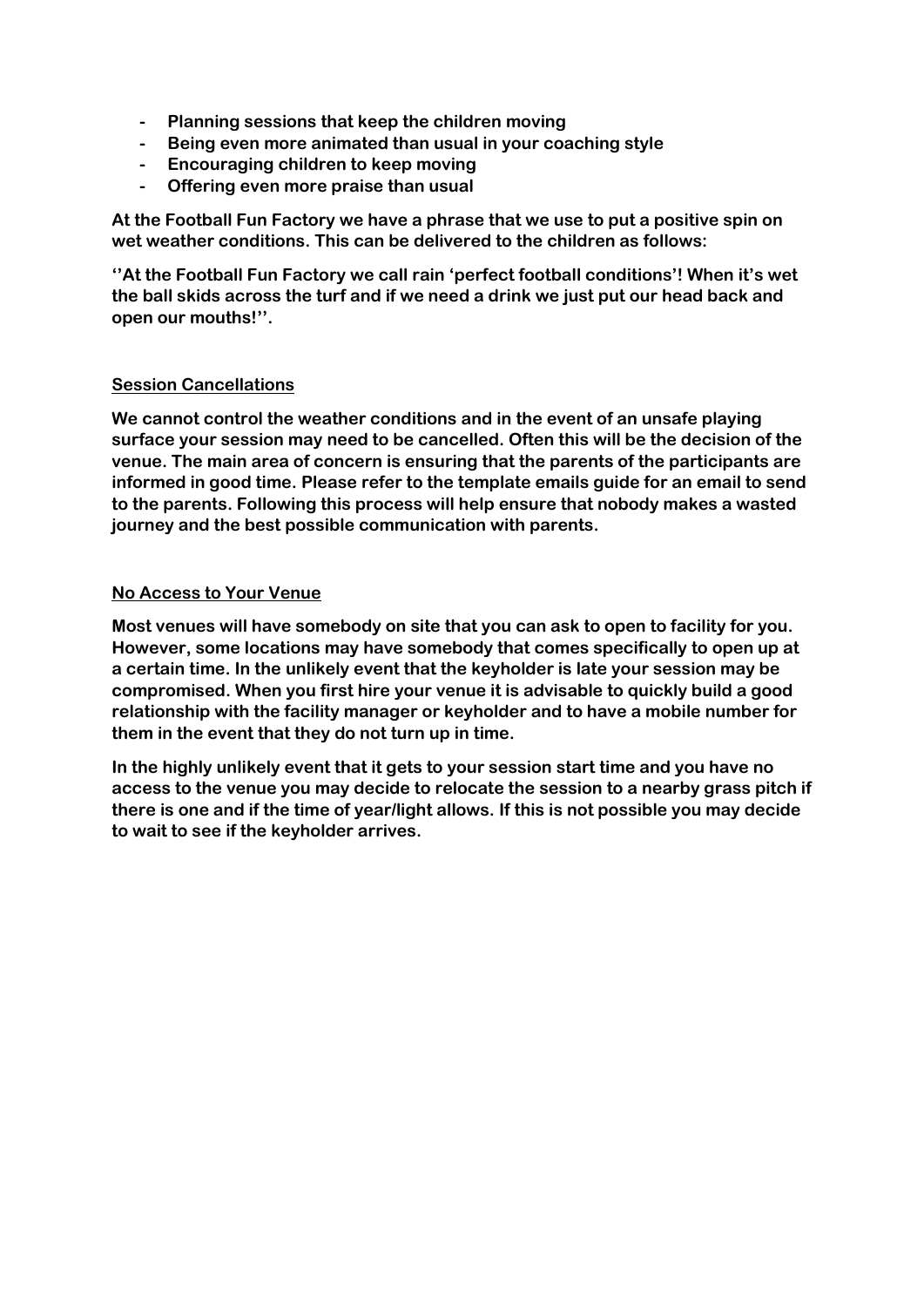- **Planning sessions that keep the children moving**
- **Being even more animated than usual in your coaching style**
- **Encouraging children to keep moving**
- **Offering even more praise than usual**

**At the Football Fun Factory we have a phrase that we use to put a positive spin on wet weather conditions. This can be delivered to the children as follows:**

**''At the Football Fun Factory we call rain 'perfect football conditions'! When it's wet the ball skids across the turf and if we need a drink we just put our head back and open our mouths!''.**

## **Session Cancellations**

**We cannot control the weather conditions and in the event of an unsafe playing surface your session may need to be cancelled. Often this will be the decision of the venue. The main area of concern is ensuring that the parents of the participants are informed in good time. Please refer to the template emails guide for an email to send to the parents. Following this process will help ensure that nobody makes a wasted journey and the best possible communication with parents.**

## **No Access to Your Venue**

**Most venues will have somebody on site that you can ask to open to facility for you. However, some locations may have somebody that comes specifically to open up at a certain time. In the unlikely event that the keyholder is late your session may be compromised. When you first hire your venue it is advisable to quickly build a good relationship with the facility manager or keyholder and to have a mobile number for them in the event that they do not turn up in time.**

**In the highly unlikely event that it gets to your session start time and you have no access to the venue you may decide to relocate the session to a nearby grass pitch if there is one and if the time of year/light allows. If this is not possible you may decide to wait to see if the keyholder arrives.**